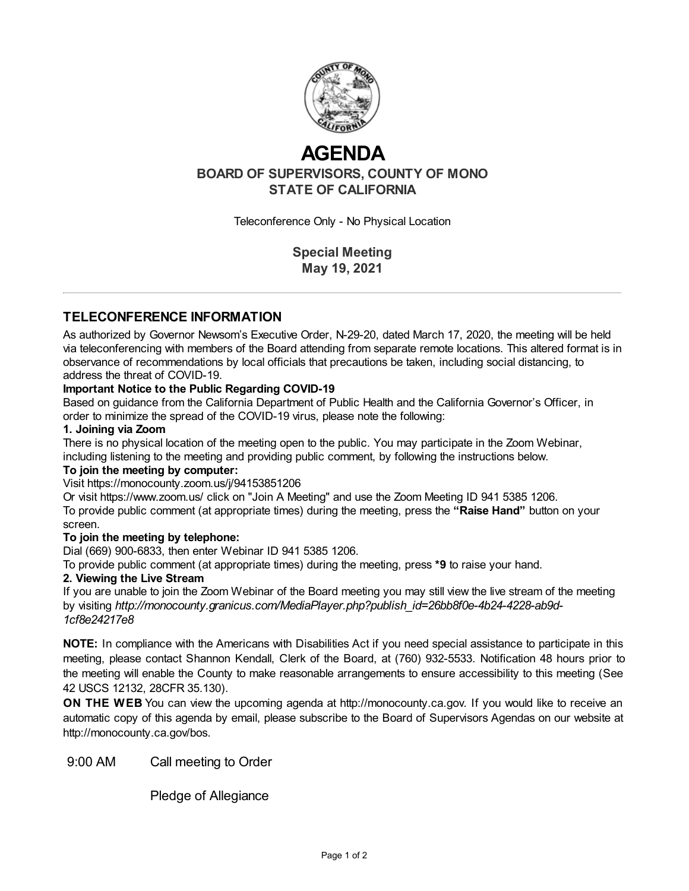# AGENDA

## BOARD OF SUPERVISORS, COUNTY OF MONO
## STATE OF CALIFORNIA

Teleconference Only - No Physical Location

**Special Meeting**
**May 19, 2021**

---

## TELECONFERENCE INFORMATION

As authorized by Governor Newsom's Executive Order, N-29-20, dated March 17, 2020, the meeting will be held via teleconferencing with members of the Board attending from separate remote locations. This altered format is in observance of recommendations by local officials that precautions be taken, including social distancing, to address the threat of COVID-19.

**Important Notice to the Public Regarding COVID-19**

Based on guidance from the California Department of Public Health and the California Governor's Officer, in order to minimize the spread of the COVID-19 virus, please note the following:

**1. Joining via Zoom**

There is no physical location of the meeting open to the public. You may participate in the Zoom Webinar, including listening to the meeting and providing public comment, by following the instructions below.

**To join the meeting by computer:**

Visit https://monocounty.zoom.us/j/94153851206

Or visit https://www.zoom.us/ click on "Join A Meeting" and use the Zoom Meeting ID 941 5385 1206.

To provide public comment (at appropriate times) during the meeting, press the **"Raise Hand"** button on your screen.

**To join the meeting by telephone:**

Dial (669) 900-6833, then enter Webinar ID 941 5385 1206.

To provide public comment (at appropriate times) during the meeting, press ***9** to raise your hand.

**2. Viewing the Live Stream**

If you are unable to join the Zoom Webinar of the Board meeting you may still view the live stream of the meeting by visiting *http://monocounty.granicus.com/MediaPlayer.php?publish_id=26bb8f0e-4b24-4228-ab9d-1cf8e24217e8*

**NOTE:** In compliance with the Americans with Disabilities Act if you need special assistance to participate in this meeting, please contact Shannon Kendall, Clerk of the Board, at (760) 932-5533. Notification 48 hours prior to the meeting will enable the County to make reasonable arrangements to ensure accessibility to this meeting (See 42 USCS 12132, 28CFR 35.130).

**ON THE WEB** You can view the upcoming agenda at http://monocounty.ca.gov. If you would like to receive an automatic copy of this agenda by email, please subscribe to the Board of Supervisors Agendas on our website at http://monocounty.ca.gov/bos.

9:00 AM Call meeting to Order

Pledge of Allegiance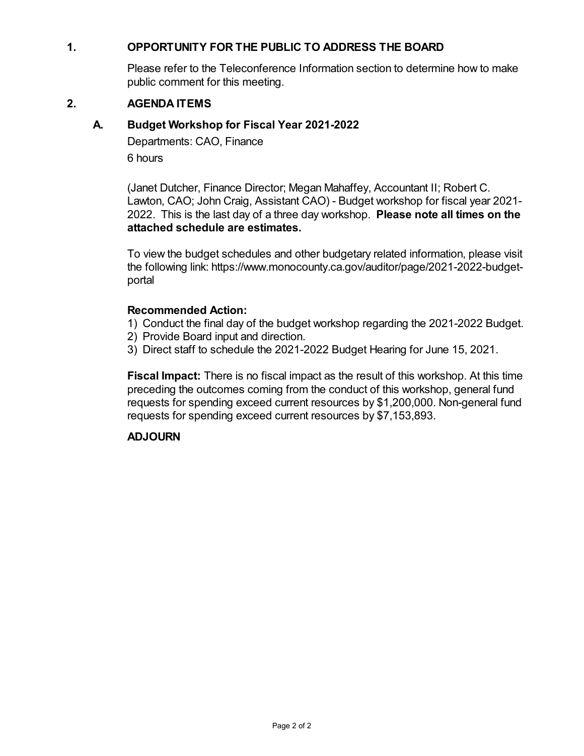## 1. OPPORTUNITY FOR THE PUBLIC TO ADDRESS THE BOARD

Please refer to the Teleconference Information section to determine how to make public comment for this meeting.

## 2. AGENDA ITEMS

### A. Budget Workshop for Fiscal Year 2021-2022

Departments: CAO, Finance

6 hours

(Janet Dutcher, Finance Director; Megan Mahaffey, Accountant II; Robert C. Lawton, CAO; John Craig, Assistant CAO) - Budget workshop for fiscal year 2021-2022. This is the last day of a three day workshop. **Please note all times on the attached schedule are estimates.**

To view the budget schedules and other budgetary related information, please visit the following link: https://www.monocounty.ca.gov/auditor/page/2021-2022-budget-portal

**Recommended Action:**

1) Conduct the final day of the budget workshop regarding the 2021-2022 Budget.
2) Provide Board input and direction.
3) Direct staff to schedule the 2021-2022 Budget Hearing for June 15, 2021.

**Fiscal Impact:** There is no fiscal impact as the result of this workshop. At this time preceding the outcomes coming from the conduct of this workshop, general fund requests for spending exceed current resources by $1,200,000. Non-general fund requests for spending exceed current resources by $7,153,893.

**ADJOURN**